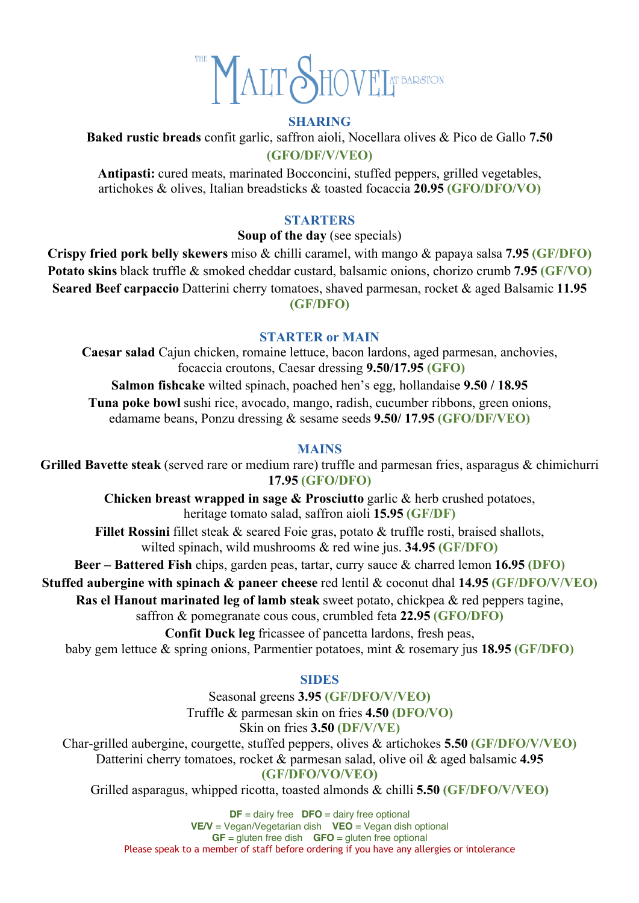# THE MALT SHOVEL AT BARSTON

## SHARING

**Baked rustic breads** confit garlic, saffron aioli, Nocellara olives & Pico de Gallo **7.50** **(GFO/DF/V/VEO)**

**Antipasti:** cured meats, marinated Bocconcini, stuffed peppers, grilled vegetables, artichokes & olives, Italian breadsticks & toasted focaccia **20.95** **(GFO/DFO/VO)**

## STARTERS

**Soup of the day** (see specials)

**Crispy fried pork belly skewers** miso & chilli caramel, with mango & papaya salsa **7.95** **(GF/DFO)**

**Potato skins** black truffle & smoked cheddar custard, balsamic onions, chorizo crumb **7.95** **(GF/VO)**

**Seared Beef carpaccio** Datterini cherry tomatoes, shaved parmesan, rocket & aged Balsamic **11.95** **(GF/DFO)**

## STARTER or MAIN

**Caesar salad** Cajun chicken, romaine lettuce, bacon lardons, aged parmesan, anchovies, focaccia croutons, Caesar dressing **9.50/17.95** **(GFO)**

**Salmon fishcake** wilted spinach, poached hen's egg, hollandaise **9.50 / 18.95**

**Tuna poke bowl** sushi rice, avocado, mango, radish, cucumber ribbons, green onions, edamame beans, Ponzu dressing & sesame seeds **9.50/ 17.95** **(GFO/DF/VEO)**

## MAINS

**Grilled Bavette steak** (served rare or medium rare) truffle and parmesan fries, asparagus & chimichurri **17.95** **(GFO/DFO)**

**Chicken breast wrapped in sage & Prosciutto** garlic & herb crushed potatoes, heritage tomato salad, saffron aioli **15.95** **(GF/DF)**

**Fillet Rossini** fillet steak & seared Foie gras, potato & truffle rosti, braised shallots, wilted spinach, wild mushrooms & red wine jus. **34.95** **(GF/DFO)**

**Beer – Battered Fish** chips, garden peas, tartar, curry sauce & charred lemon **16.95** **(DFO)**

**Stuffed aubergine with spinach & paneer cheese** red lentil & coconut dhal **14.95** **(GF/DFO/V/VEO)**

**Ras el Hanout marinated leg of lamb steak** sweet potato, chickpea & red peppers tagine, saffron & pomegranate cous cous, crumbled feta **22.95** **(GFO/DFO)**

**Confit Duck leg** fricassee of pancetta lardons, fresh peas, baby gem lettuce & spring onions, Parmentier potatoes, mint & rosemary jus **18.95** **(GF/DFO)**

## SIDES

Seasonal greens **3.95** **(GF/DFO/V/VEO)**

Truffle & parmesan skin on fries **4.50** **(DFO/VO)**

Skin on fries **3.50** **(DF/V/VE)**

Char-grilled aubergine, courgette, stuffed peppers, olives & artichokes **5.50** **(GF/DFO/V/VEO)**

Datterini cherry tomatoes, rocket & parmesan salad, olive oil & aged balsamic **4.95** **(GF/DFO/VO/VEO)**

Grilled asparagus, whipped ricotta, toasted almonds & chilli **5.50** **(GF/DFO/V/VEO)**

**DF** = dairy free **DFO** = dairy free optional
**VE/V** = Vegan/Vegetarian dish **VEO** = Vegan dish optional
**GF** = gluten free dish **GFO** = gluten free optional
Please speak to a member of staff before ordering if you have any allergies or intolerance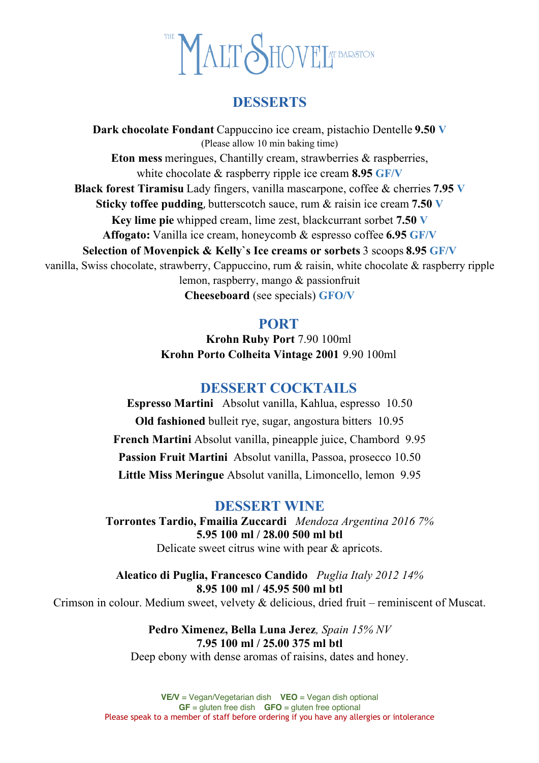THE MALT SHOVEL AT BARSTON

## DESSERTS

**Dark chocolate Fondant** Cappuccino ice cream, pistachio Dentelle **9.50 V**
(Please allow 10 min baking time)

**Eton mess** meringues, Chantilly cream, strawberries & raspberries, white chocolate & raspberry ripple ice cream **8.95 GF/V**

**Black forest Tiramisu** Lady fingers, vanilla mascarpone, coffee & cherries **7.95 V**

**Sticky toffee pudding**, butterscotch sauce, rum & raisin ice cream **7.50 V**

**Key lime pie** whipped cream, lime zest, blackcurrant sorbet **7.50 V**

**Affogato:** Vanilla ice cream, honeycomb & espresso coffee **6.95 GF/V**

**Selection of Movenpick & Kelly`s Ice creams or sorbets** 3 scoops **8.95 GF/V**
vanilla, Swiss chocolate, strawberry, Cappuccino, rum & raisin, white chocolate & raspberry ripple lemon, raspberry, mango & passionfruit

**Cheeseboard** (see specials) **GFO/V**

## PORT

**Krohn Ruby Port** 7.90 100ml

**Krohn Porto Colheita Vintage 2001** 9.90 100ml

## DESSERT COCKTAILS

**Espresso Martini** Absolut vanilla, Kahlua, espresso 10.50

**Old fashioned** bulleit rye, sugar, angostura bitters 10.95

**French Martini** Absolut vanilla, pineapple juice, Chambord 9.95

**Passion Fruit Martini** Absolut vanilla, Passoa, prosecco 10.50

**Little Miss Meringue** Absolut vanilla, Limoncello, lemon 9.95

## DESSERT WINE

**Torrontes Tardio, Fmailia Zuccardi** *Mendoza Argentina 2016 7%*
**5.95 100 ml / 28.00 500 ml btl**
Delicate sweet citrus wine with pear & apricots.

**Aleatico di Puglia, Francesco Candido** *Puglia Italy 2012 14%*
**8.95 100 ml / 45.95 500 ml btl**
Crimson in colour. Medium sweet, velvety & delicious, dried fruit – reminiscent of Muscat.

**Pedro Ximenez, Bella Luna Jerez**, *Spain 15% NV*
**7.95 100 ml / 25.00 375 ml btl**
Deep ebony with dense aromas of raisins, dates and honey.

**VE/V** = Vegan/Vegetarian dish **VEO** = Vegan dish optional
**GF** = gluten free dish **GFO** = gluten free optional
Please speak to a member of staff before ordering if you have any allergies or intolerance